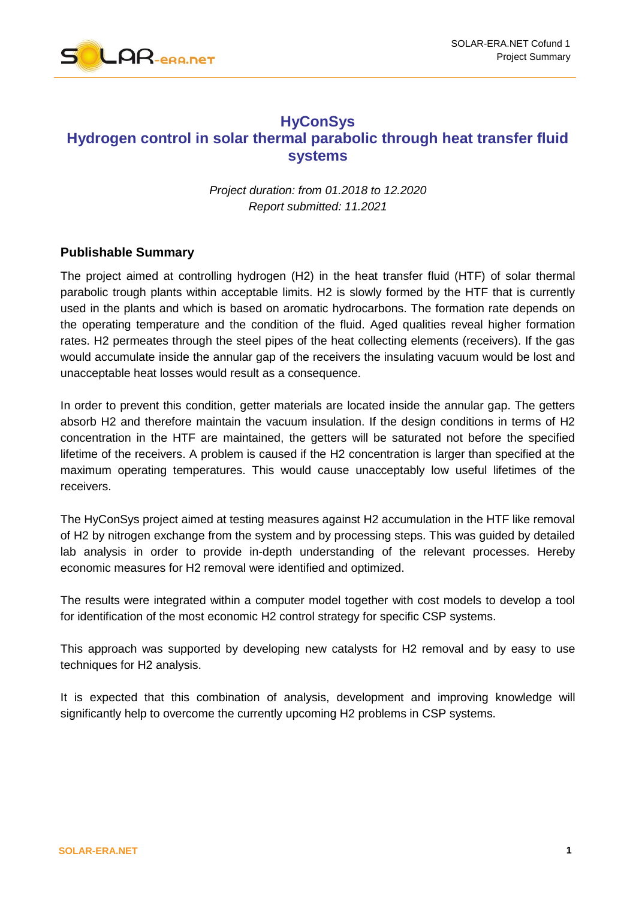# HyConSys
# Hydrogen control in solar thermal parabolic through heat transfer fluid systems

*Project duration: from 01.2018 to 12.2020*
*Report submitted: 11.2021*

## Publishable Summary

The project aimed at controlling hydrogen ($H_2$) in the heat transfer fluid (HTF) of solar thermal parabolic trough plants within acceptable limits. $H_2$ is slowly formed by the HTF that is currently used in the plants and which is based on aromatic hydrocarbons. The formation rate depends on the operating temperature and the condition of the fluid. Aged qualities reveal higher formation rates. $H_2$ permeates through the steel pipes of the heat collecting elements (receivers). If the gas would accumulate inside the annular gap of the receivers the insulating vacuum would be lost and unacceptable heat losses would result as a consequence.

In order to prevent this condition, getter materials are located inside the annular gap. The getters absorb $H_2$ and therefore maintain the vacuum insulation. If the design conditions in terms of $H_2$ concentration in the HTF are maintained, the getters will be saturated not before the specified lifetime of the receivers. A problem is caused if the $H_2$ concentration is larger than specified at the maximum operating temperatures. This would cause unacceptably low useful lifetimes of the receivers.

The HyConSys project aimed at testing measures against $H_2$ accumulation in the HTF like removal of $H_2$ by nitrogen exchange from the system and by processing steps. This was guided by detailed lab analysis in order to provide in-depth understanding of the relevant processes. Hereby economic measures for $H_2$ removal were identified and optimized.

The results were integrated within a computer model together with cost models to develop a tool for identification of the most economic $H_2$ control strategy for specific CSP systems.

This approach was supported by developing new catalysts for $H_2$ removal and by easy to use techniques for $H_2$ analysis.

It is expected that this combination of analysis, development and improving knowledge will significantly help to overcome the currently upcoming $H_2$ problems in CSP systems.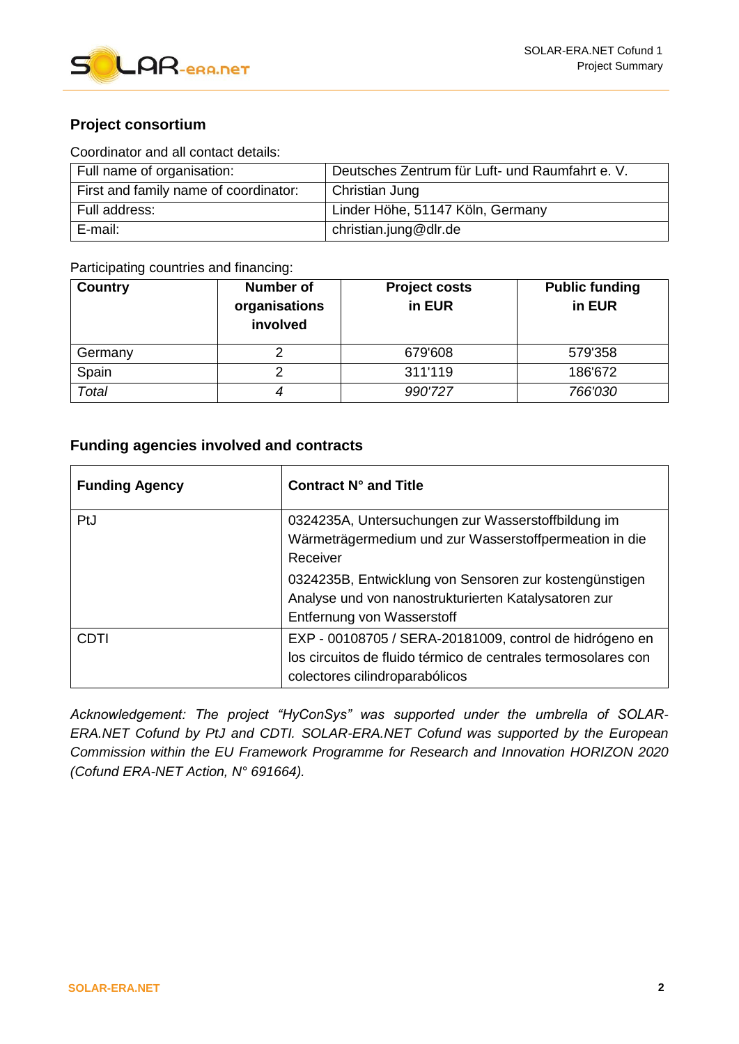## Project consortium

Coordinator and all contact details:

| | |
|---|---|
| Full name of organisation: | Deutsches Zentrum für Luft- und Raumfahrt e. V. |
| First and family name of coordinator: | Christian Jung |
| Full address: | Linder Höhe, 51147 Köln, Germany |
| E-mail: | christian.jung@dlr.de |

Participating countries and financing:

| Country | Number of organisations involved | Project costs in EUR | Public funding in EUR |
|---|---|---|---|
| Germany | 2 | 679'608 | 579'358 |
| Spain | 2 | 311'119 | 186'672 |
| *Total* | *4* | *990'727* | *766'030* |

## Funding agencies involved and contracts

| Funding Agency | Contract N° and Title |
|---|---|
| PtJ | 0324235A, Untersuchungen zur Wasserstoffbildung im Wärmeträgermedium und zur Wasserstoffpermeation in die Receiver<br><br>0324235B, Entwicklung von Sensoren zur kostengünstigen Analyse und von nanostrukturierten Katalysatoren zur Entfernung von Wasserstoff |
| CDTI | EXP - 00108705 / SERA-20181009, control de hidrógeno en los circuitos de fluido térmico de centrales termosolares con colectores cilindroparabólicos |

*Acknowledgement: The project "HyConSys" was supported under the umbrella of SOLAR-ERA.NET Cofund by PtJ and CDTI. SOLAR-ERA.NET Cofund was supported by the European Commission within the EU Framework Programme for Research and Innovation HORIZON 2020 (Cofund ERA-NET Action, N° 691664).*